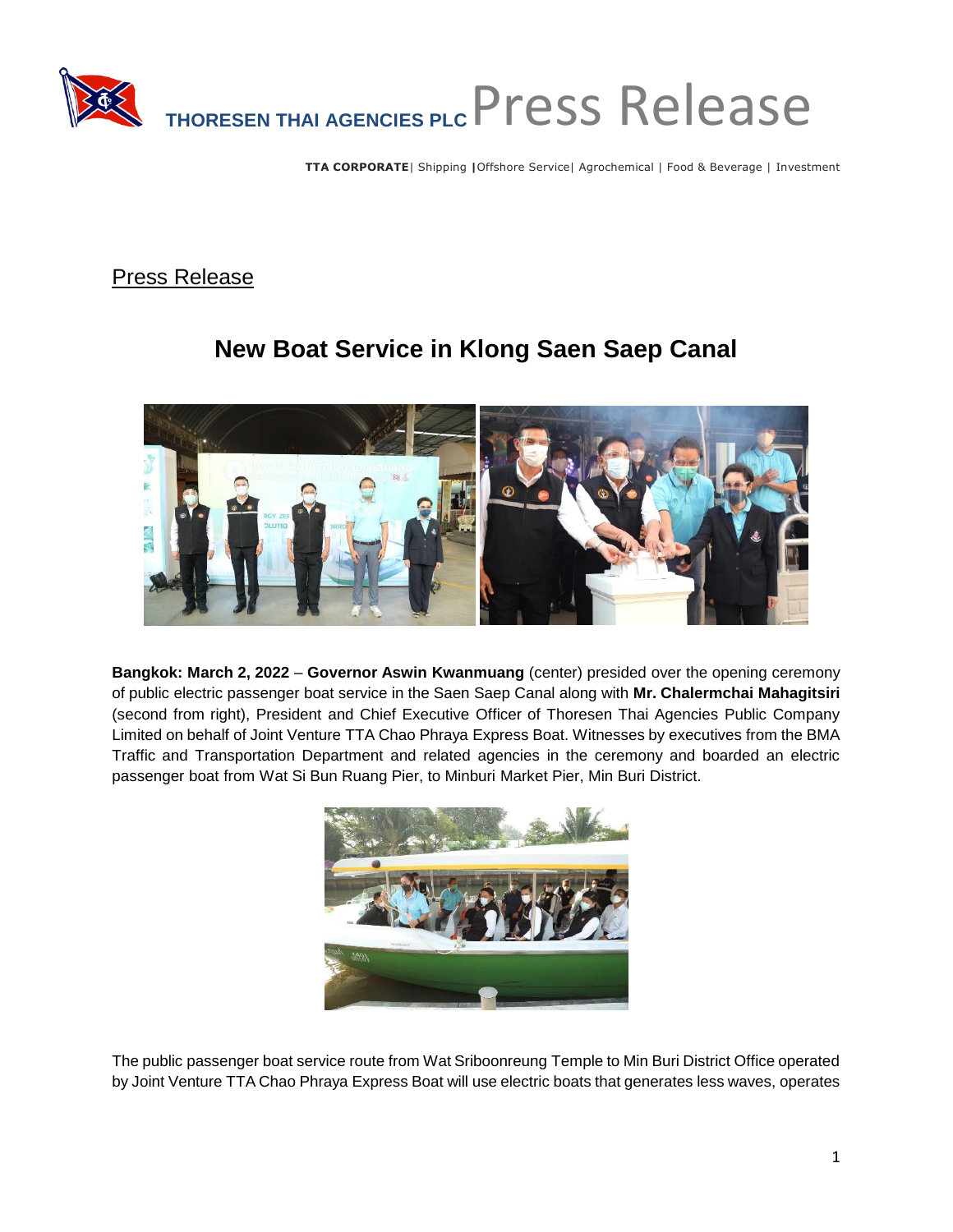**THORESEN THAI AGENCIES PLC** Press Release

**TTA CORPORATE**| Shipping |Offshore Service| Agrochemical | Food & Beverage | Investment

Press Release

# New Boat Service in Klong Saen Saep Canal

**Bangkok: March 2, 2022** – **Governor Aswin Kwanmuang** (center) presided over the opening ceremony of public electric passenger boat service in the Saen Saep Canal along with **Mr. Chalermchai Mahagitsiri** (second from right), President and Chief Executive Officer of Thoresen Thai Agencies Public Company Limited on behalf of Joint Venture TTA Chao Phraya Express Boat. Witnesses by executives from the BMA Traffic and Transportation Department and related agencies in the ceremony and boarded an electric passenger boat from Wat Si Bun Ruang Pier, to Minburi Market Pier, Min Buri District.

The public passenger boat service route from Wat Sriboonreung Temple to Min Buri District Office operated by Joint Venture TTA Chao Phraya Express Boat will use electric boats that generates less waves, operates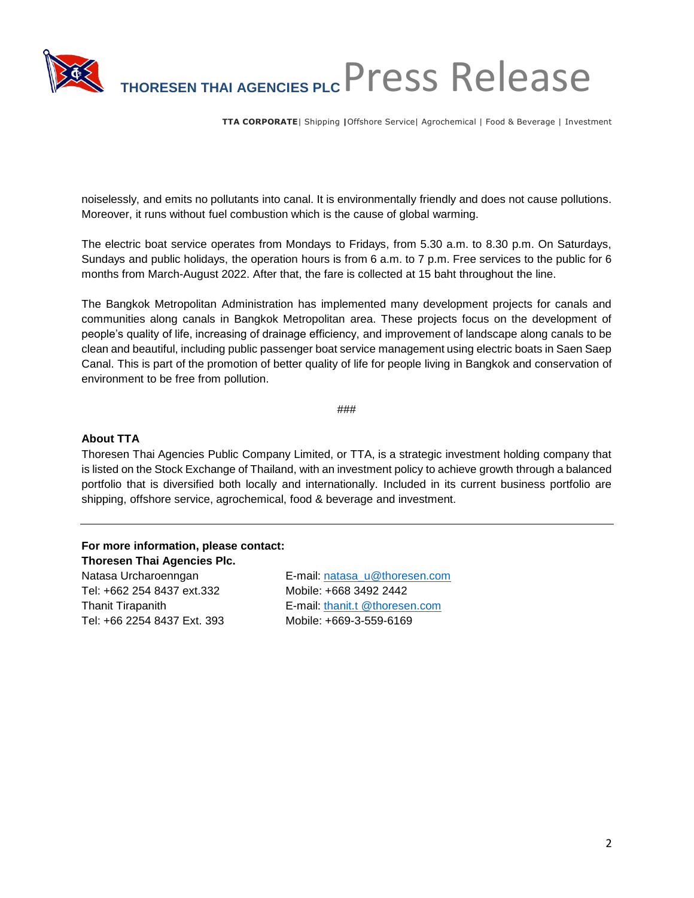noiselessly, and emits no pollutants into canal. It is environmentally friendly and does not cause pollutions. Moreover, it runs without fuel combustion which is the cause of global warming.

The electric boat service operates from Mondays to Fridays, from 5.30 a.m. to 8.30 p.m. On Saturdays, Sundays and public holidays, the operation hours is from 6 a.m. to 7 p.m. Free services to the public for 6 months from March-August 2022. After that, the fare is collected at 15 baht throughout the line.

The Bangkok Metropolitan Administration has implemented many development projects for canals and communities along canals in Bangkok Metropolitan area. These projects focus on the development of people's quality of life, increasing of drainage efficiency, and improvement of landscape along canals to be clean and beautiful, including public passenger boat service management using electric boats in Saen Saep Canal. This is part of the promotion of better quality of life for people living in Bangkok and conservation of environment to be free from pollution.

###

**About TTA**

Thoresen Thai Agencies Public Company Limited, or TTA, is a strategic investment holding company that is listed on the Stock Exchange of Thailand, with an investment policy to achieve growth through a balanced portfolio that is diversified both locally and internationally. Included in its current business portfolio are shipping, offshore service, agrochemical, food & beverage and investment.

---

**For more information, please contact:**
**Thoresen Thai Agencies Plc.**

| | |
|---|---|
| Natasa Urcharoenngan | E-mail: natasa_u@thoresen.com |
| Tel: +662 254 8437 ext.332 | Mobile: +668 3492 2442 |
| Thanit Tirapanith | E-mail: thanit.t @thoresen.com |
| Tel: +66 2254 8437 Ext. 393 | Mobile: +669-3-559-6169 |